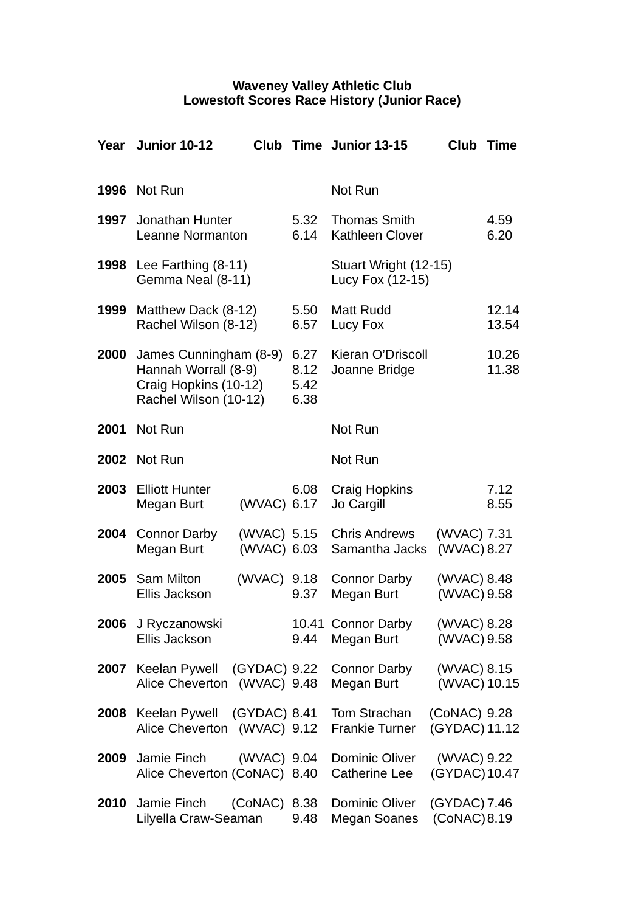**Waveney Valley Athletic Club**
**Lowestoft Scores Race History (Junior Race)**

| Year | Junior 10-12 | Club | Time | Junior 13-15 | Club | Time |
|---|---|---|---|---|---|---|
| 1996 | Not Run | | | Not Run | | |
| 1997 | Jonathan Hunter | | 5.32 | Thomas Smith | | 4.59 |
| | Leanne Normanton | | 6.14 | Kathleen Clover | | 6.20 |
| 1998 | Lee Farthing (8-11) | | | Stuart Wright (12-15) | | |
| | Gemma Neal (8-11) | | | Lucy Fox (12-15) | | |
| 1999 | Matthew Dack (8-12) | | 5.50 | Matt Rudd | | 12.14 |
| | Rachel Wilson (8-12) | | 6.57 | Lucy Fox | | 13.54 |
| 2000 | James Cunningham (8-9) | | 6.27 | Kieran O'Driscoll | | 10.26 |
| | Hannah Worrall (8-9) | | 8.12 | Joanne Bridge | | 11.38 |
| | Craig Hopkins (10-12) | | 5.42 | | | |
| | Rachel Wilson (10-12) | | 6.38 | | | |
| 2001 | Not Run | | | Not Run | | |
| 2002 | Not Run | | | Not Run | | |
| 2003 | Elliott Hunter | | 6.08 | Craig Hopkins | | 7.12 |
| | Megan Burt | (WVAC) | 6.17 | Jo Cargill | | 8.55 |
| 2004 | Connor Darby | (WVAC) | 5.15 | Chris Andrews | (WVAC) | 7.31 |
| | Megan Burt | (WVAC) | 6.03 | Samantha Jacks | (WVAC) | 8.27 |
| 2005 | Sam Milton | (WVAC) | 9.18 | Connor Darby | (WVAC) | 8.48 |
| | Ellis Jackson | | 9.37 | Megan Burt | (WVAC) | 9.58 |
| 2006 | J Ryczanowski | | 10.41 | Connor Darby | (WVAC) | 8.28 |
| | Ellis Jackson | | 9.44 | Megan Burt | (WVAC) | 9.58 |
| 2007 | Keelan Pywell | (GYDAC) | 9.22 | Connor Darby | (WVAC) | 8.15 |
| | Alice Cheverton | (WVAC) | 9.48 | Megan Burt | (WVAC) | 10.15 |
| 2008 | Keelan Pywell | (GYDAC) | 8.41 | Tom Strachan | (CoNAC) | 9.28 |
| | Alice Cheverton | (WVAC) | 9.12 | Frankie Turner | (GYDAC) | 11.12 |
| 2009 | Jamie Finch | (WVAC) | 9.04 | Dominic Oliver | (WVAC) | 9.22 |
| | Alice Cheverton | (CoNAC) | 8.40 | Catherine Lee | (GYDAC) | 10.47 |
| 2010 | Jamie Finch | (CoNAC) | 8.38 | Dominic Oliver | (GYDAC) | 7.46 |
| | Lilyella Craw-Seaman | | 9.48 | Megan Soanes | (CoNAC) | 8.19 |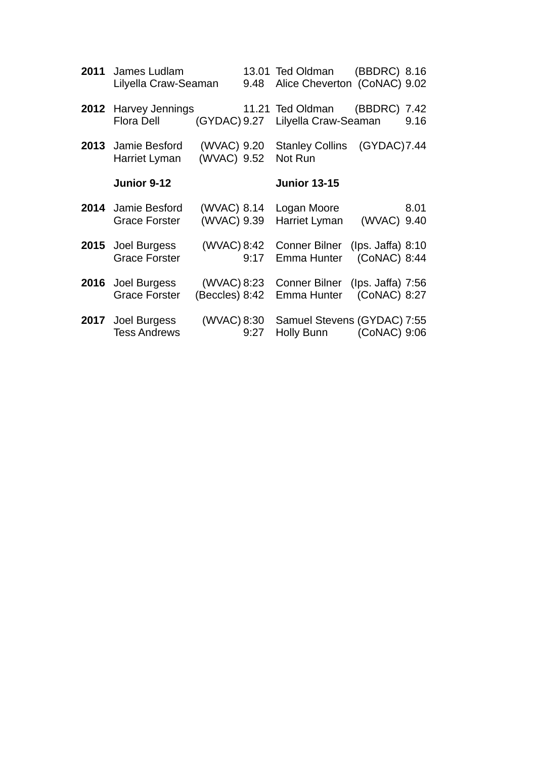| | | | | | | |
|---|---|---|---|---|---|---|
| **2011** | James Ludlam | | 13.01 | Ted Oldman | (BBDRC) | 8.16 |
| | Lilyella Craw-Seaman | | 9.48 | Alice Cheverton | (CoNAC) | 9.02 |
| **2012** | Harvey Jennings | | 11.21 | Ted Oldman | (BBDRC) | 7.42 |
| | Flora Dell | (GYDAC) | 9.27 | Lilyella Craw-Seaman | | 9.16 |
| **2013** | Jamie Besford | (WVAC) | 9.20 | Stanley Collins | (GYDAC) | 7.44 |
| | Harriet Lyman | (WVAC) | 9.52 | Not Run | | |
| | **Junior 9-12** | | | **Junior 13-15** | | |
| **2014** | Jamie Besford | (WVAC) | 8.14 | Logan Moore | | 8.01 |
| | Grace Forster | (WVAC) | 9.39 | Harriet Lyman | (WVAC) | 9.40 |
| **2015** | Joel Burgess | (WVAC) | 8:42 | Conner Bilner | (Ips. Jaffa) | 8:10 |
| | Grace Forster | | 9:17 | Emma Hunter | (CoNAC) | 8:44 |
| **2016** | Joel Burgess | (WVAC) | 8:23 | Conner Bilner | (Ips. Jaffa) | 7:56 |
| | Grace Forster | (Beccles) | 8:42 | Emma Hunter | (CoNAC) | 8:27 |
| **2017** | Joel Burgess | (WVAC) | 8:30 | Samuel Stevens | (GYDAC) | 7:55 |
| | Tess Andrews | | 9:27 | Holly Bunn | (CoNAC) | 9:06 |